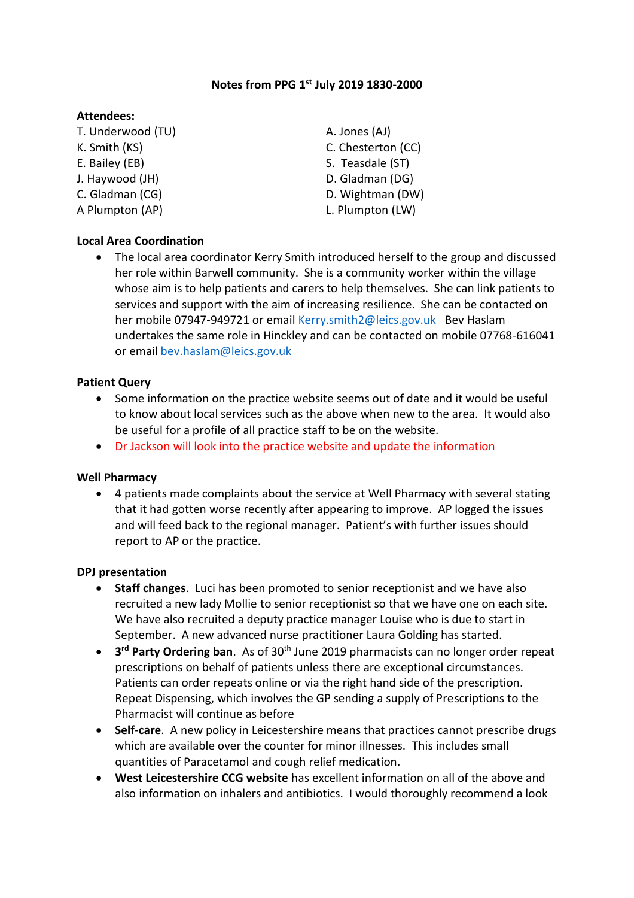**Notes from PPG 1st July 2019 1830-2000**

**Attendees:**

T. Underwood (TU)
K. Smith (KS)
E. Bailey (EB)
J. Haywood (JH)
C. Gladman (CG)
A Plumpton (AP)
A. Jones (AJ)
C. Chesterton (CC)
S. Teasdale (ST)
D. Gladman (DG)
D. Wightman (DW)
L. Plumpton (LW)

**Local Area Coordination**

- The local area coordinator Kerry Smith introduced herself to the group and discussed her role within Barwell community. She is a community worker within the village whose aim is to help patients and carers to help themselves. She can link patients to services and support with the aim of increasing resilience. She can be contacted on her mobile 07947-949721 or email Kerry.smith2@leics.gov.uk Bev Haslam undertakes the same role in Hinckley and can be contacted on mobile 07768-616041 or email bev.haslam@leics.gov.uk

**Patient Query**

- Some information on the practice website seems out of date and it would be useful to know about local services such as the above when new to the area. It would also be useful for a profile of all practice staff to be on the website.
- Dr Jackson will look into the practice website and update the information

**Well Pharmacy**

- 4 patients made complaints about the service at Well Pharmacy with several stating that it had gotten worse recently after appearing to improve. AP logged the issues and will feed back to the regional manager. Patient's with further issues should report to AP or the practice.

**DPJ presentation**

- **Staff changes**. Luci has been promoted to senior receptionist and we have also recruited a new lady Mollie to senior receptionist so that we have one on each site. We have also recruited a deputy practice manager Louise who is due to start in September. A new advanced nurse practitioner Laura Golding has started.
- **3rd Party Ordering ban**. As of 30th June 2019 pharmacists can no longer order repeat prescriptions on behalf of patients unless there are exceptional circumstances. Patients can order repeats online or via the right hand side of the prescription. Repeat Dispensing, which involves the GP sending a supply of Prescriptions to the Pharmacist will continue as before
- **Self-care**. A new policy in Leicestershire means that practices cannot prescribe drugs which are available over the counter for minor illnesses. This includes small quantities of Paracetamol and cough relief medication.
- **West Leicestershire CCG website** has excellent information on all of the above and also information on inhalers and antibiotics. I would thoroughly recommend a look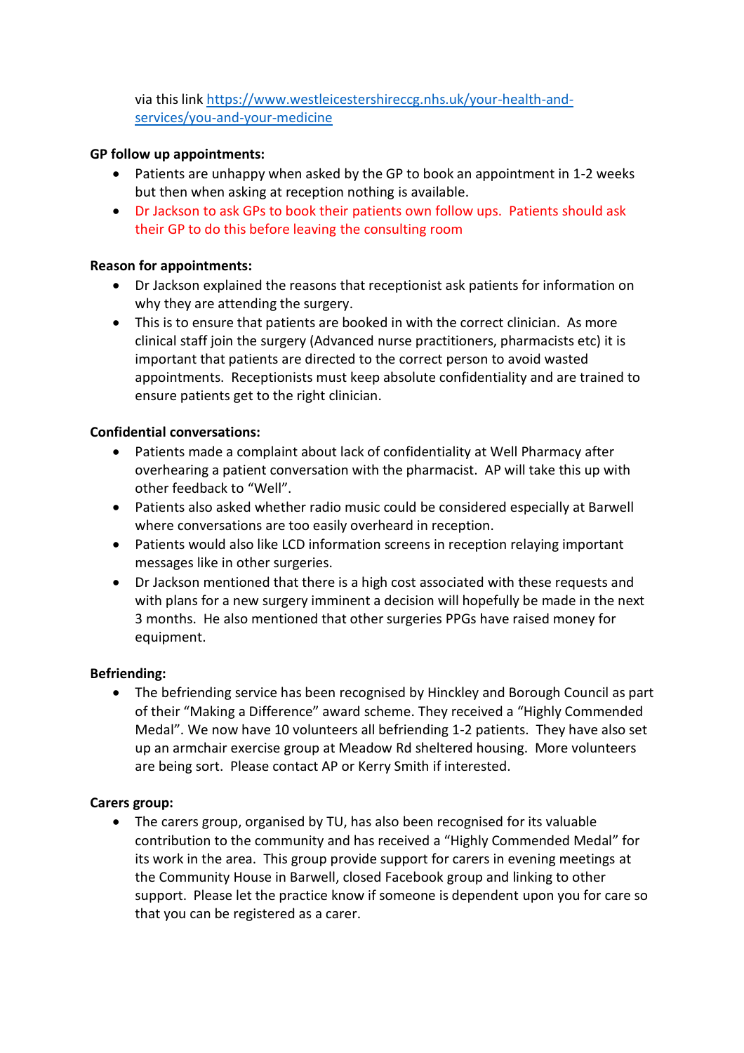via this link [https://www.westleicestershireccg.nhs.uk/your-health-and-services/you-and-your-medicine](https://www.westleicestershireccg.nhs.uk/your-health-and-services/you-and-your-medicine)

**GP follow up appointments:**

- Patients are unhappy when asked by the GP to book an appointment in 1-2 weeks but then when asking at reception nothing is available.
- Dr Jackson to ask GPs to book their patients own follow ups. Patients should ask their GP to do this before leaving the consulting room

**Reason for appointments:**

- Dr Jackson explained the reasons that receptionist ask patients for information on why they are attending the surgery.
- This is to ensure that patients are booked in with the correct clinician. As more clinical staff join the surgery (Advanced nurse practitioners, pharmacists etc) it is important that patients are directed to the correct person to avoid wasted appointments. Receptionists must keep absolute confidentiality and are trained to ensure patients get to the right clinician.

**Confidential conversations:**

- Patients made a complaint about lack of confidentiality at Well Pharmacy after overhearing a patient conversation with the pharmacist. AP will take this up with other feedback to "Well".
- Patients also asked whether radio music could be considered especially at Barwell where conversations are too easily overheard in reception.
- Patients would also like LCD information screens in reception relaying important messages like in other surgeries.
- Dr Jackson mentioned that there is a high cost associated with these requests and with plans for a new surgery imminent a decision will hopefully be made in the next 3 months. He also mentioned that other surgeries PPGs have raised money for equipment.

**Befriending:**

- The befriending service has been recognised by Hinckley and Borough Council as part of their "Making a Difference" award scheme. They received a "Highly Commended Medal". We now have 10 volunteers all befriending 1-2 patients. They have also set up an armchair exercise group at Meadow Rd sheltered housing. More volunteers are being sort. Please contact AP or Kerry Smith if interested.

**Carers group:**

- The carers group, organised by TU, has also been recognised for its valuable contribution to the community and has received a "Highly Commended Medal" for its work in the area. This group provide support for carers in evening meetings at the Community House in Barwell, closed Facebook group and linking to other support. Please let the practice know if someone is dependent upon you for care so that you can be registered as a carer.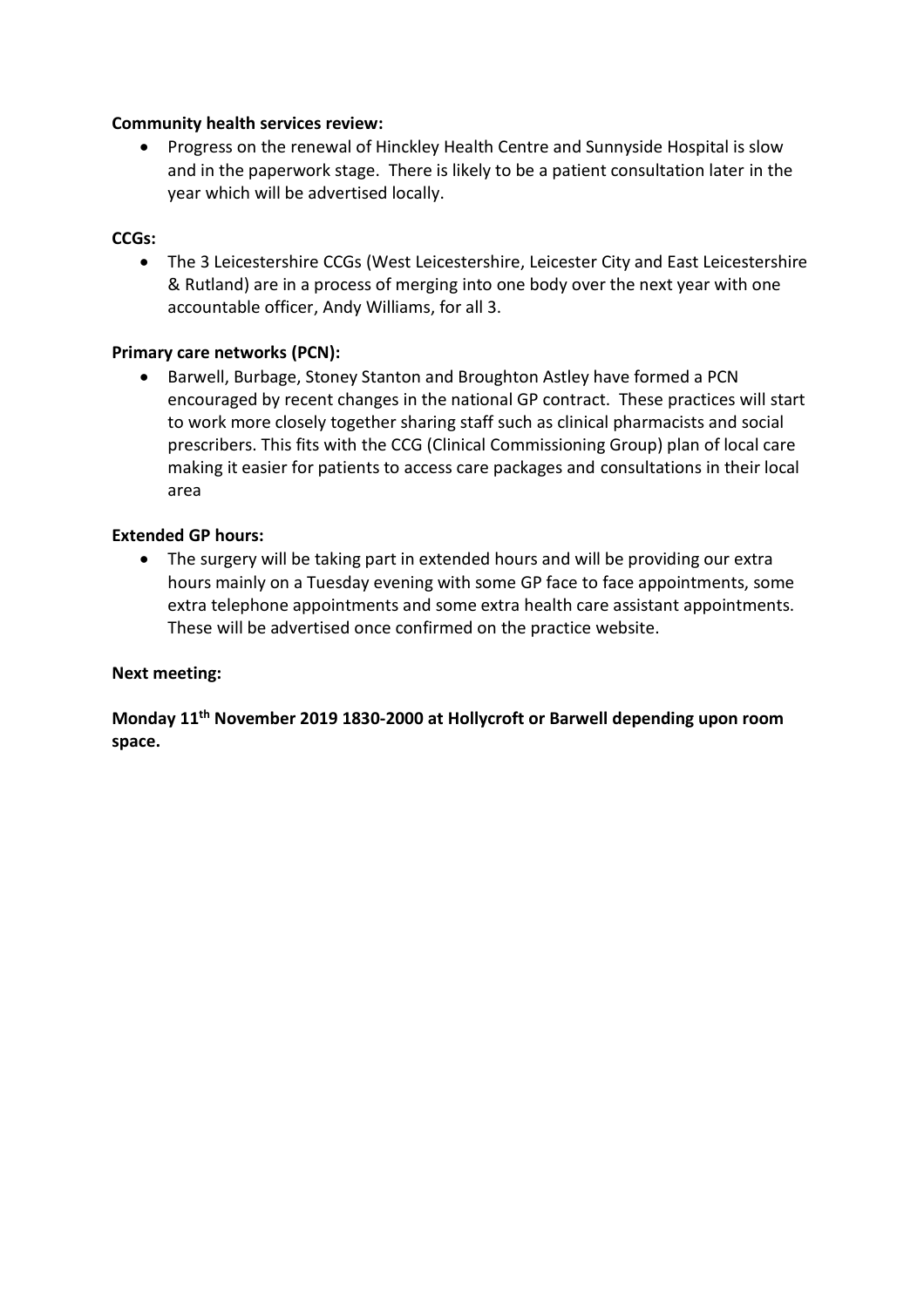**Community health services review:**

- Progress on the renewal of Hinckley Health Centre and Sunnyside Hospital is slow and in the paperwork stage. There is likely to be a patient consultation later in the year which will be advertised locally.

**CCGs:**

- The 3 Leicestershire CCGs (West Leicestershire, Leicester City and East Leicestershire & Rutland) are in a process of merging into one body over the next year with one accountable officer, Andy Williams, for all 3.

**Primary care networks (PCN):**

- Barwell, Burbage, Stoney Stanton and Broughton Astley have formed a PCN encouraged by recent changes in the national GP contract. These practices will start to work more closely together sharing staff such as clinical pharmacists and social prescribers. This fits with the CCG (Clinical Commissioning Group) plan of local care making it easier for patients to access care packages and consultations in their local area

**Extended GP hours:**

- The surgery will be taking part in extended hours and will be providing our extra hours mainly on a Tuesday evening with some GP face to face appointments, some extra telephone appointments and some extra health care assistant appointments. These will be advertised once confirmed on the practice website.

**Next meeting:**

**Monday 11th November 2019 1830-2000 at Hollycroft or Barwell depending upon room space.**